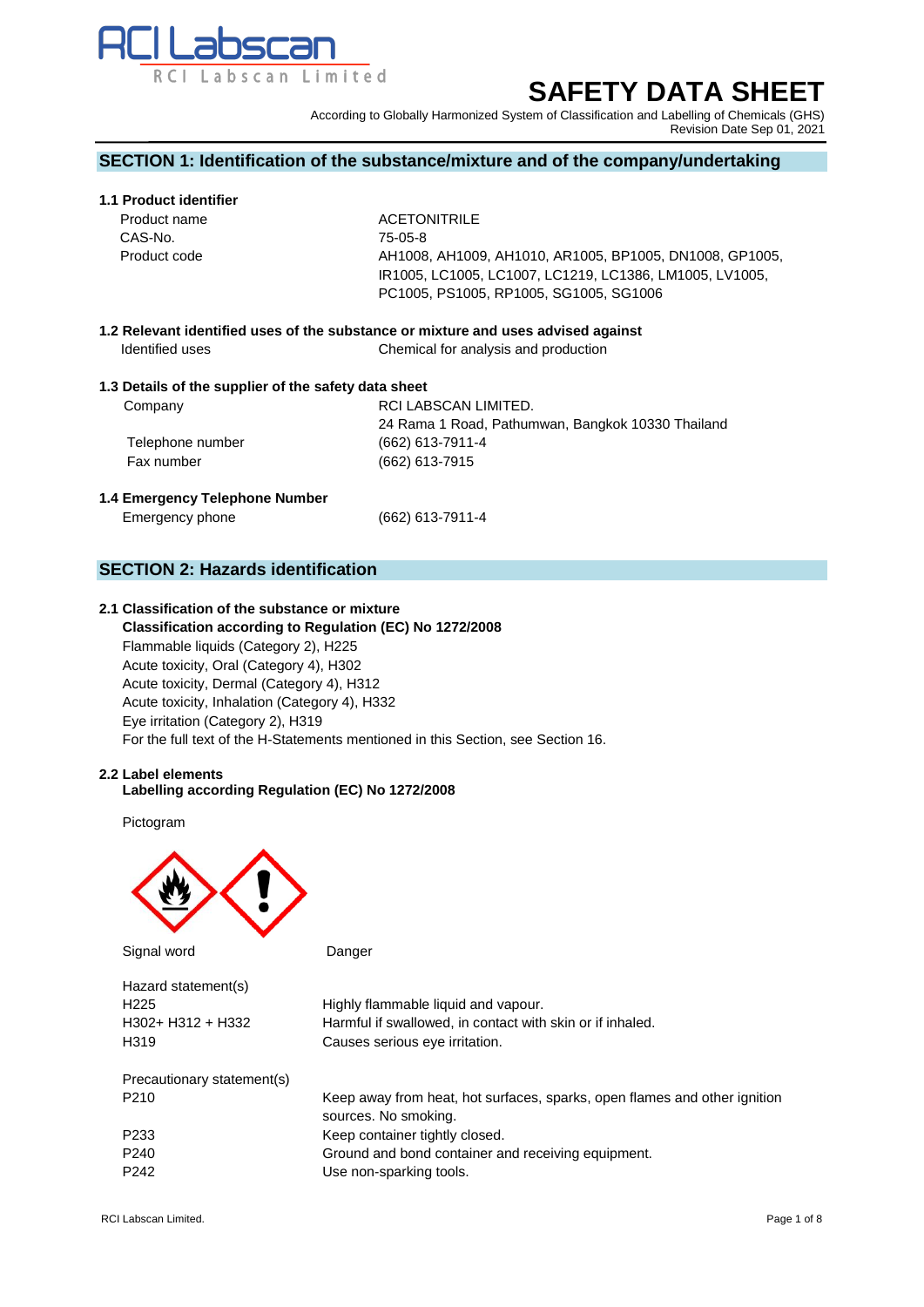RCI Labscan

RCI Labscan Limited

# SAFETY DATA SHEET

According to Globally Harmonized System of Classification and Labelling of Chemicals (GHS)
Revision Date Sep 01, 2021

## SECTION 1: Identification of the substance/mixture and of the company/undertaking

### 1.1 Product identifier

| | |
|---|---|
| Product name | ACETONITRILE |
| CAS-No. | 75-05-8 |
| Product code | AH1008, AH1009, AH1010, AR1005, BP1005, DN1008, GP1005, IR1005, LC1005, LC1007, LC1219, LC1386, LM1005, LV1005, PC1005, PS1005, RP1005, SG1005, SG1006 |

### 1.2 Relevant identified uses of the substance or mixture and uses advised against

| | |
|---|---|
| Identified uses | Chemical for analysis and production |

### 1.3 Details of the supplier of the safety data sheet

| | |
|---|---|
| Company | RCI LABSCAN LIMITED. 24 Rama 1 Road, Pathumwan, Bangkok 10330 Thailand |
| Telephone number | (662) 613-7911-4 |
| Fax number | (662) 613-7915 |

### 1.4 Emergency Telephone Number

| | |
|---|---|
| Emergency phone | (662) 613-7911-4 |

## SECTION 2: Hazards identification

### 2.1 Classification of the substance or mixture

**Classification according to Regulation (EC) No 1272/2008**

Flammable liquids (Category 2), H225
Acute toxicity, Oral (Category 4), H302
Acute toxicity, Dermal (Category 4), H312
Acute toxicity, Inhalation (Category 4), H332
Eye irritation (Category 2), H319
For the full text of the H-Statements mentioned in this Section, see Section 16.

### 2.2 Label elements

**Labelling according Regulation (EC) No 1272/2008**

Pictogram

Signal word: Danger

Hazard statement(s)

| | |
|---|---|
| H225 | Highly flammable liquid and vapour. |
| H302+ H312 + H332 | Harmful if swallowed, in contact with skin or if inhaled. |
| H319 | Causes serious eye irritation. |

Precautionary statement(s)

| | |
|---|---|
| P210 | Keep away from heat, hot surfaces, sparks, open flames and other ignition sources. No smoking. |
| P233 | Keep container tightly closed. |
| P240 | Ground and bond container and receiving equipment. |
| P242 | Use non-sparking tools. |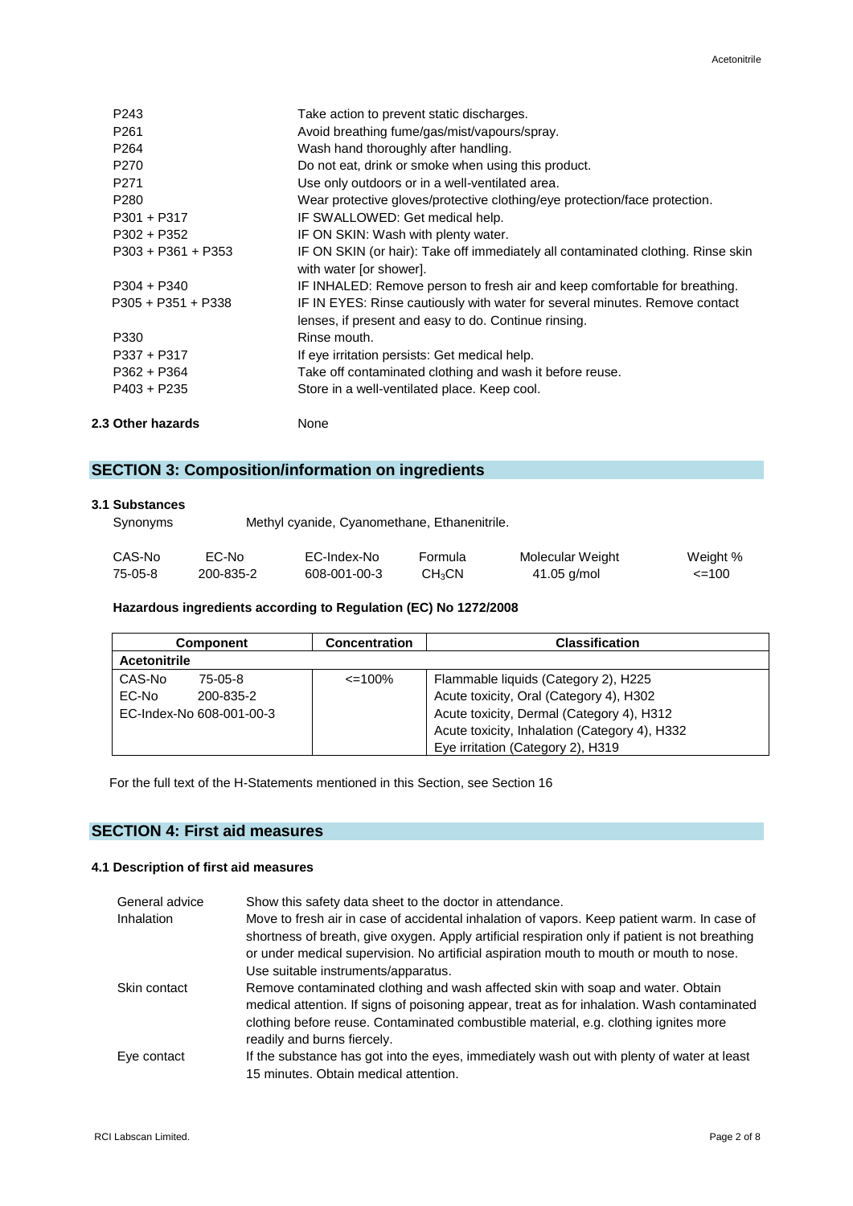| | |
|---|---|
| P243 | Take action to prevent static discharges. |
| P261 | Avoid breathing fume/gas/mist/vapours/spray. |
| P264 | Wash hand thoroughly after handling. |
| P270 | Do not eat, drink or smoke when using this product. |
| P271 | Use only outdoors or in a well-ventilated area. |
| P280 | Wear protective gloves/protective clothing/eye protection/face protection. |
| P301 + P317 | IF SWALLOWED: Get medical help. |
| P302 + P352 | IF ON SKIN: Wash with plenty water. |
| P303 + P361 + P353 | IF ON SKIN (or hair): Take off immediately all contaminated clothing. Rinse skin with water [or shower]. |
| P304 + P340 | IF INHALED: Remove person to fresh air and keep comfortable for breathing. |
| P305 + P351 + P338 | IF IN EYES: Rinse cautiously with water for several minutes. Remove contact lenses, if present and easy to do. Continue rinsing. |
| P330 | Rinse mouth. |
| P337 + P317 | If eye irritation persists: Get medical help. |
| P362 + P364 | Take off contaminated clothing and wash it before reuse. |
| P403 + P235 | Store in a well-ventilated place. Keep cool. |

**2.3 Other hazards** None

## SECTION 3: Composition/information on ingredients

### 3.1 Substances

Synonyms Methyl cyanide, Cyanomethane, Ethanenitrile.

| CAS-No | EC-No | EC-Index-No | Formula | Molecular Weight | Weight % |
|---|---|---|---|---|---|
| 75-05-8 | 200-835-2 | 608-001-00-3 | $CH_3CN$ | 41.05 g/mol | <=100 |

**Hazardous ingredients according to Regulation (EC) No 1272/2008**

| Component | Concentration | Classification |
|---|---|---|
| **Acetonitrile** | | |
| CAS-No 75-05-8<br>EC-No 200-835-2<br>EC-Index-No 608-001-00-3 | <=100% | Flammable liquids (Category 2), H225<br>Acute toxicity, Oral (Category 4), H302<br>Acute toxicity, Dermal (Category 4), H312<br>Acute toxicity, Inhalation (Category 4), H332<br>Eye irritation (Category 2), H319 |

For the full text of the H-Statements mentioned in this Section, see Section 16

## SECTION 4: First aid measures

### 4.1 Description of first aid measures

| | |
|---|---|
| General advice | Show this safety data sheet to the doctor in attendance. |
| Inhalation | Move to fresh air in case of accidental inhalation of vapors. Keep patient warm. In case of shortness of breath, give oxygen. Apply artificial respiration only if patient is not breathing or under medical supervision. No artificial aspiration mouth to mouth or mouth to nose. Use suitable instruments/apparatus. |
| Skin contact | Remove contaminated clothing and wash affected skin with soap and water. Obtain medical attention. If signs of poisoning appear, treat as for inhalation. Wash contaminated clothing before reuse. Contaminated combustible material, e.g. clothing ignites more readily and burns fiercely. |
| Eye contact | If the substance has got into the eyes, immediately wash out with plenty of water at least 15 minutes. Obtain medical attention. |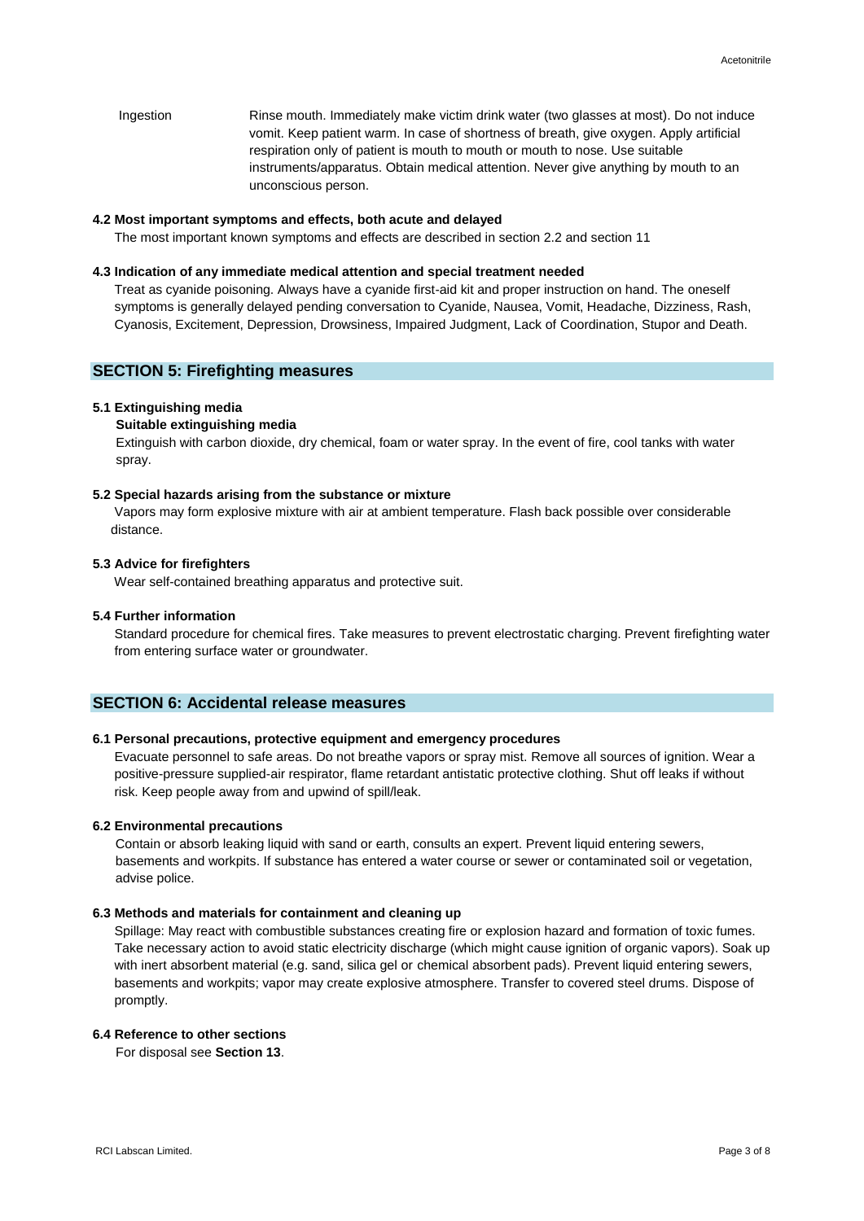Ingestion: Rinse mouth. Immediately make victim drink water (two glasses at most). Do not induce vomit. Keep patient warm. In case of shortness of breath, give oxygen. Apply artificial respiration only of patient is mouth to mouth or mouth to nose. Use suitable instruments/apparatus. Obtain medical attention. Never give anything by mouth to an unconscious person.

### 4.2 Most important symptoms and effects, both acute and delayed

The most important known symptoms and effects are described in section 2.2 and section 11

### 4.3 Indication of any immediate medical attention and special treatment needed

Treat as cyanide poisoning. Always have a cyanide first-aid kit and proper instruction on hand. The oneself symptoms is generally delayed pending conversation to Cyanide, Nausea, Vomit, Headache, Dizziness, Rash, Cyanosis, Excitement, Depression, Drowsiness, Impaired Judgment, Lack of Coordination, Stupor and Death.

## SECTION 5: Firefighting measures

### 5.1 Extinguishing media

**Suitable extinguishing media**

Extinguish with carbon dioxide, dry chemical, foam or water spray. In the event of fire, cool tanks with water spray.

### 5.2 Special hazards arising from the substance or mixture

Vapors may form explosive mixture with air at ambient temperature. Flash back possible over considerable distance.

### 5.3 Advice for firefighters

Wear self-contained breathing apparatus and protective suit.

### 5.4 Further information

Standard procedure for chemical fires. Take measures to prevent electrostatic charging. Prevent firefighting water from entering surface water or groundwater.

## SECTION 6: Accidental release measures

### 6.1 Personal precautions, protective equipment and emergency procedures

Evacuate personnel to safe areas. Do not breathe vapors or spray mist. Remove all sources of ignition. Wear a positive-pressure supplied-air respirator, flame retardant antistatic protective clothing. Shut off leaks if without risk. Keep people away from and upwind of spill/leak.

### 6.2 Environmental precautions

Contain or absorb leaking liquid with sand or earth, consults an expert. Prevent liquid entering sewers, basements and workpits. If substance has entered a water course or sewer or contaminated soil or vegetation, advise police.

### 6.3 Methods and materials for containment and cleaning up

Spillage: May react with combustible substances creating fire or explosion hazard and formation of toxic fumes. Take necessary action to avoid static electricity discharge (which might cause ignition of organic vapors). Soak up with inert absorbent material (e.g. sand, silica gel or chemical absorbent pads). Prevent liquid entering sewers, basements and workpits; vapor may create explosive atmosphere. Transfer to covered steel drums. Dispose of promptly.

### 6.4 Reference to other sections

For disposal see **Section 13**.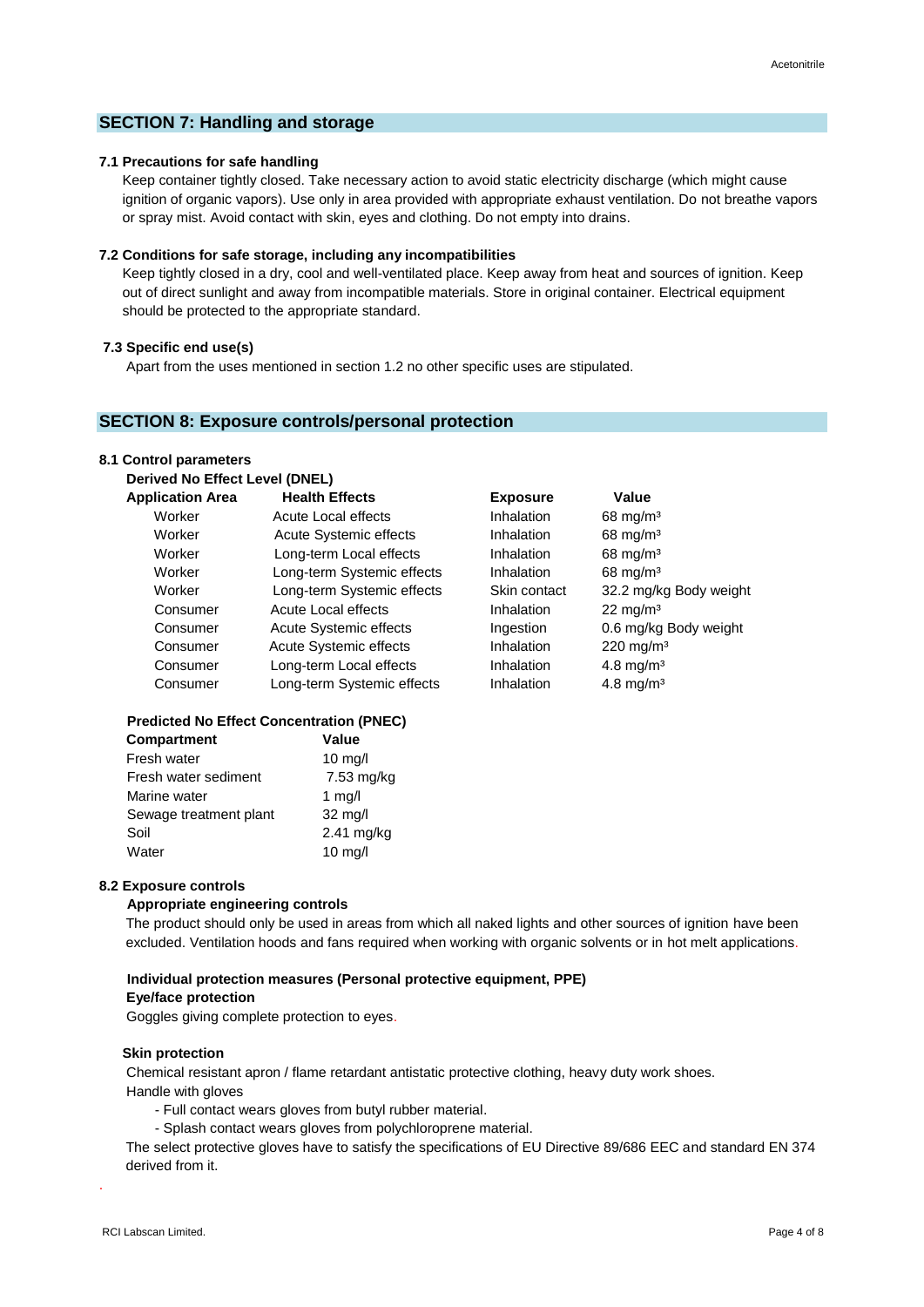## SECTION 7: Handling and storage

### 7.1 Precautions for safe handling

Keep container tightly closed. Take necessary action to avoid static electricity discharge (which might cause ignition of organic vapors). Use only in area provided with appropriate exhaust ventilation. Do not breathe vapors or spray mist. Avoid contact with skin, eyes and clothing. Do not empty into drains.

### 7.2 Conditions for safe storage, including any incompatibilities

Keep tightly closed in a dry, cool and well-ventilated place. Keep away from heat and sources of ignition. Keep out of direct sunlight and away from incompatible materials. Store in original container. Electrical equipment should be protected to the appropriate standard.

### 7.3 Specific end use(s)

Apart from the uses mentioned in section 1.2 no other specific uses are stipulated.

## SECTION 8: Exposure controls/personal protection

### 8.1 Control parameters

**Derived No Effect Level (DNEL)**

| Application Area | Health Effects | Exposure | Value |
|---|---|---|---|
| Worker | Acute Local effects | Inhalation | 68 mg/m³ |
| Worker | Acute Systemic effects | Inhalation | 68 mg/m³ |
| Worker | Long-term Local effects | Inhalation | 68 mg/m³ |
| Worker | Long-term Systemic effects | Inhalation | 68 mg/m³ |
| Worker | Long-term Systemic effects | Skin contact | 32.2 mg/kg Body weight |
| Consumer | Acute Local effects | Inhalation | 22 mg/m³ |
| Consumer | Acute Systemic effects | Ingestion | 0.6 mg/kg Body weight |
| Consumer | Acute Systemic effects | Inhalation | 220 mg/m³ |
| Consumer | Long-term Local effects | Inhalation | 4.8 mg/m³ |
| Consumer | Long-term Systemic effects | Inhalation | 4.8 mg/m³ |

**Predicted No Effect Concentration (PNEC)**

| Compartment | Value |
|---|---|
| Fresh water | 10 mg/l |
| Fresh water sediment | 7.53 mg/kg |
| Marine water | 1 mg/l |
| Sewage treatment plant | 32 mg/l |
| Soil | 2.41 mg/kg |
| Water | 10 mg/l |

### 8.2 Exposure controls

**Appropriate engineering controls**

The product should only be used in areas from which all naked lights and other sources of ignition have been excluded. Ventilation hoods and fans required when working with organic solvents or in hot melt applications.

**Individual protection measures (Personal protective equipment, PPE)**

**Eye/face protection**

Goggles giving complete protection to eyes.

**Skin protection**

Chemical resistant apron / flame retardant antistatic protective clothing, heavy duty work shoes.

Handle with gloves

- Full contact wears gloves from butyl rubber material.
- Splash contact wears gloves from polychloroprene material.

The select protective gloves have to satisfy the specifications of EU Directive 89/686 EEC and standard EN 374 derived from it.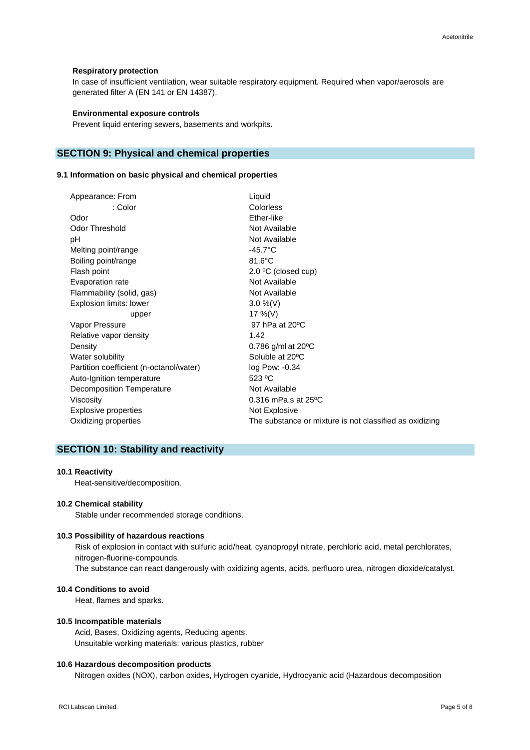**Respiratory protection**

In case of insufficient ventilation, wear suitable respiratory equipment. Required when vapor/aerosols are generated filter A (EN 141 or EN 14387).

**Environmental exposure controls**

Prevent liquid entering sewers, basements and workpits.

## SECTION 9: Physical and chemical properties

### 9.1 Information on basic physical and chemical properties

| Property | Value |
|---|---|
| Appearance: From | Liquid |
| : Color | Colorless |
| Odor | Ether-like |
| Odor Threshold | Not Available |
| pH | Not Available |
| Melting point/range | -45.7°C |
| Boiling point/range | 81.6°C |
| Flash point | 2.0 ºC (closed cup) |
| Evaporation rate | Not Available |
| Flammability (solid, gas) | Not Available |
| Explosion limits: lower | 3.0 %(V) |
| upper | 17 %(V) |
| Vapor Pressure | 97 hPa at 20ºC |
| Relative vapor density | 1.42 |
| Density | 0.786 g/ml at 20ºC |
| Water solubility | Soluble at 20ºC |
| Partition coefficient (n-octanol/water) | log Pow: -0.34 |
| Auto-Ignition temperature | 523 ºC |
| Decomposition Temperature | Not Available |
| Viscosity | 0.316 mPa.s at 25ºC |
| Explosive properties | Not Explosive |
| Oxidizing properties | The substance or mixture is not classified as oxidizing |

## SECTION 10: Stability and reactivity

### 10.1 Reactivity

Heat-sensitive/decomposition.

### 10.2 Chemical stability

Stable under recommended storage conditions.

### 10.3 Possibility of hazardous reactions

Risk of explosion in contact with sulfuric acid/heat, cyanopropyl nitrate, perchloric acid, metal perchlorates, nitrogen-fluorine-compounds.

The substance can react dangerously with oxidizing agents, acids, perfluoro urea, nitrogen dioxide/catalyst.

### 10.4 Conditions to avoid

Heat, flames and sparks.

### 10.5 Incompatible materials

Acid, Bases, Oxidizing agents, Reducing agents.

Unsuitable working materials: various plastics, rubber

### 10.6 Hazardous decomposition products

Nitrogen oxides (NOX), carbon oxides, Hydrogen cyanide, Hydrocyanic acid (Hazardous decomposition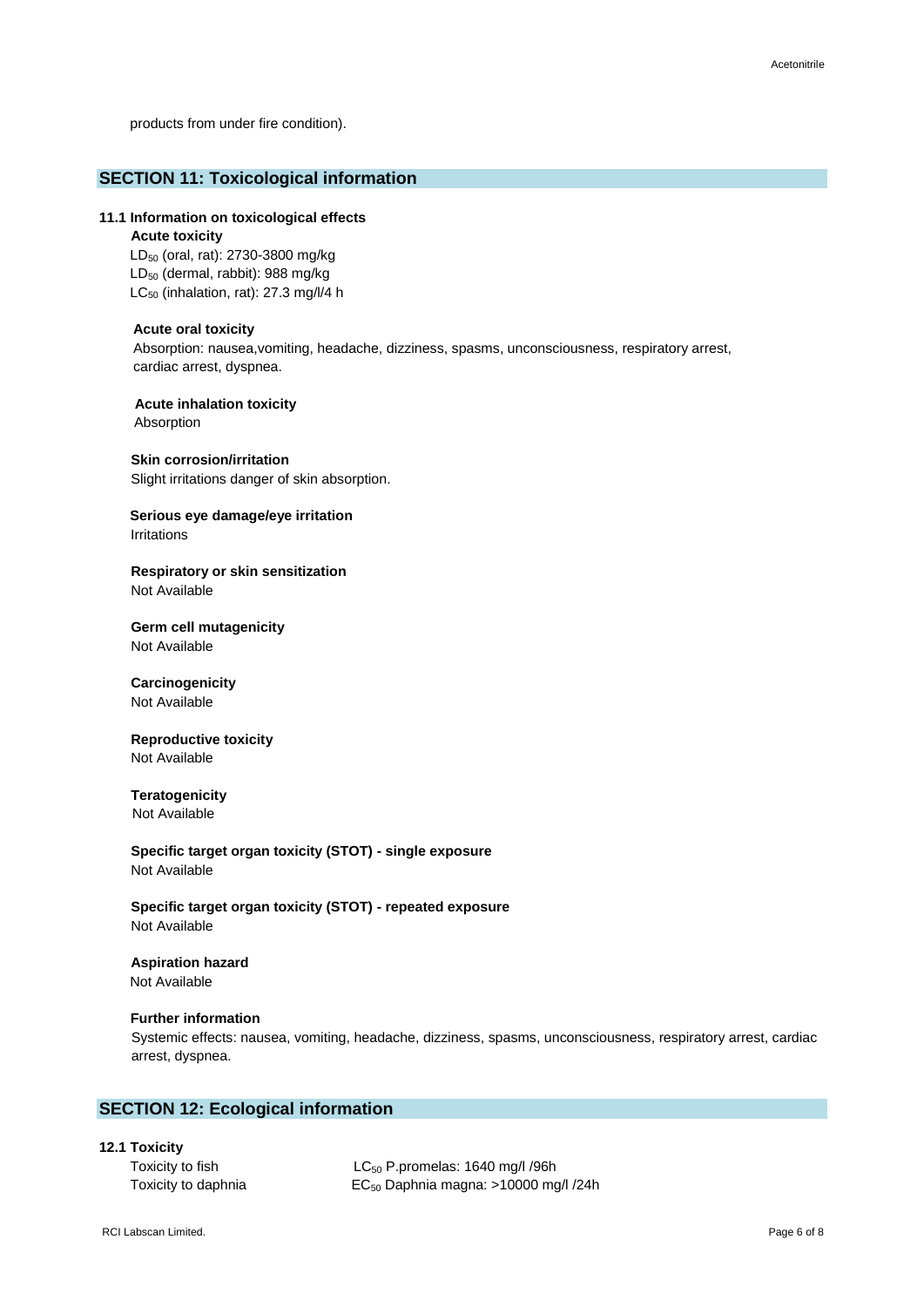products from under fire condition).

## SECTION 11: Toxicological information

### 11.1 Information on toxicological effects

**Acute toxicity**

$LD_{50}$ (oral, rat): 2730-3800 mg/kg
$LD_{50}$ (dermal, rabbit): 988 mg/kg
$LC_{50}$ (inhalation, rat): 27.3 mg/l/4 h

**Acute oral toxicity**

Absorption: nausea,vomiting, headache, dizziness, spasms, unconsciousness, respiratory arrest, cardiac arrest, dyspnea.

**Acute inhalation toxicity**

Absorption

**Skin corrosion/irritation**

Slight irritations danger of skin absorption.

**Serious eye damage/eye irritation**

Irritations

**Respiratory or skin sensitization**

Not Available

**Germ cell mutagenicity**

Not Available

**Carcinogenicity**

Not Available

**Reproductive toxicity**

Not Available

**Teratogenicity**

Not Available

**Specific target organ toxicity (STOT) - single exposure**

Not Available

**Specific target organ toxicity (STOT) - repeated exposure**

Not Available

**Aspiration hazard**

Not Available

**Further information**

Systemic effects: nausea, vomiting, headache, dizziness, spasms, unconsciousness, respiratory arrest, cardiac arrest, dyspnea.

## SECTION 12: Ecological information

### 12.1 Toxicity

| | |
|---|---|
| Toxicity to fish | $LC_{50}$ P.promelas: 1640 mg/l /96h |
| Toxicity to daphnia | $EC_{50}$ Daphnia magna: >10000 mg/l /24h |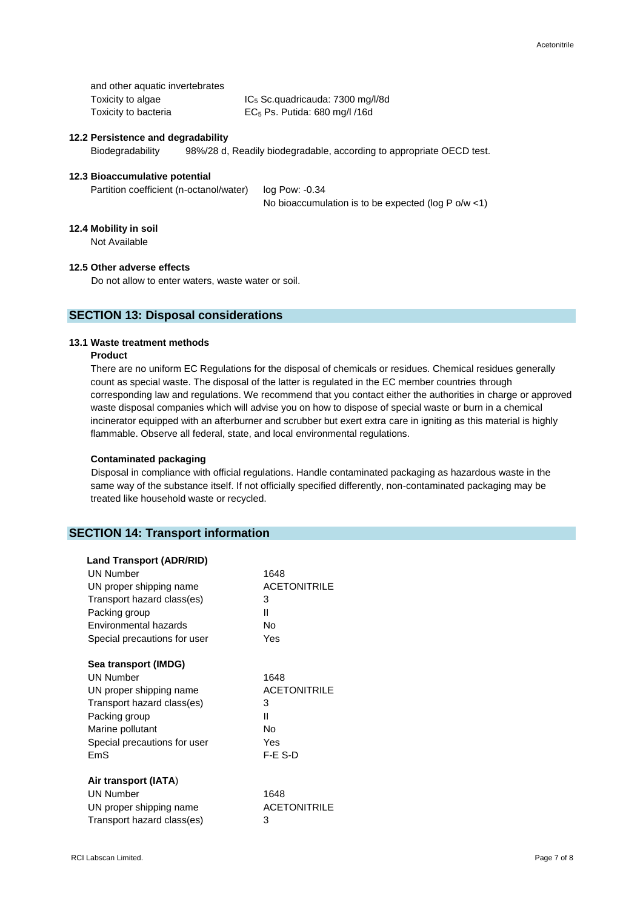| | |
|---|---|
| and other aquatic invertebrates | |
| Toxicity to algae | $IC_5$ Sc.quadricauda: 7300 mg/l/8d |
| Toxicity to bacteria | $EC_5$ Ps. Putida: 680 mg/l /16d |

### 12.2 Persistence and degradability

Biodegradability 98%/28 d, Readily biodegradable, according to appropriate OECD test.

### 12.3 Bioaccumulative potential

Partition coefficient (n-octanol/water) log Pow: -0.34
No bioaccumulation is to be expected (log P o/w <1)

### 12.4 Mobility in soil

Not Available

### 12.5 Other adverse effects

Do not allow to enter waters, waste water or soil.

## SECTION 13: Disposal considerations

### 13.1 Waste treatment methods

**Product**

There are no uniform EC Regulations for the disposal of chemicals or residues. Chemical residues generally count as special waste. The disposal of the latter is regulated in the EC member countries through corresponding law and regulations. We recommend that you contact either the authorities in charge or approved waste disposal companies which will advise you on how to dispose of special waste or burn in a chemical incinerator equipped with an afterburner and scrubber but exert extra care in igniting as this material is highly flammable. Observe all federal, state, and local environmental regulations.

**Contaminated packaging**

Disposal in compliance with official regulations. Handle contaminated packaging as hazardous waste in the same way of the substance itself. If not officially specified differently, non-contaminated packaging may be treated like household waste or recycled.

## SECTION 14: Transport information

**Land Transport (ADR/RID)**

| | |
|---|---|
| UN Number | 1648 |
| UN proper shipping name | ACETONITRILE |
| Transport hazard class(es) | 3 |
| Packing group | II |
| Environmental hazards | No |
| Special precautions for user | Yes |

**Sea transport (IMDG)**

| | |
|---|---|
| UN Number | 1648 |
| UN proper shipping name | ACETONITRILE |
| Transport hazard class(es) | 3 |
| Packing group | II |
| Marine pollutant | No |
| Special precautions for user | Yes |
| EmS | F-E S-D |

**Air transport (IATA)**

| | |
|---|---|
| UN Number | 1648 |
| UN proper shipping name | ACETONITRILE |
| Transport hazard class(es) | 3 |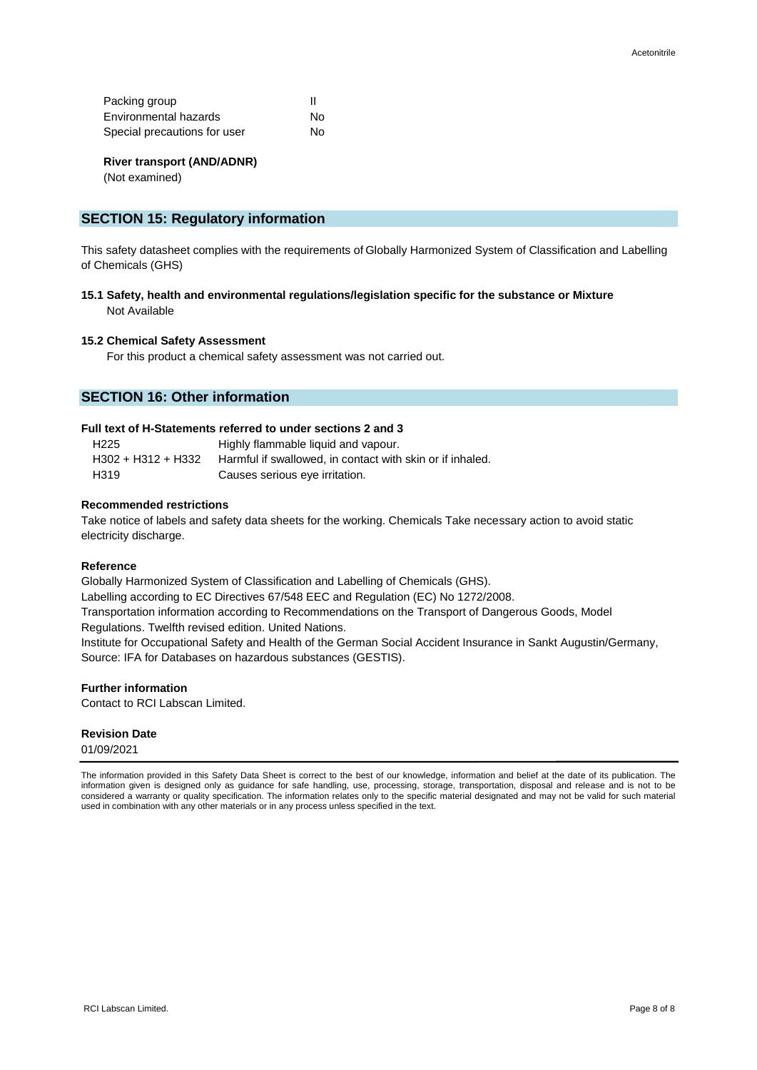| | |
|---|---|
| Packing group | II |
| Environmental hazards | No |
| Special precautions for user | No |

**River transport (AND/ADNR)**
(Not examined)

## SECTION 15: Regulatory information

This safety datasheet complies with the requirements of Globally Harmonized System of Classification and Labelling of Chemicals (GHS)

### 15.1 Safety, health and environmental regulations/legislation specific for the substance or Mixture

Not Available

### 15.2 Chemical Safety Assessment

For this product a chemical safety assessment was not carried out.

## SECTION 16: Other information

**Full text of H-Statements referred to under sections 2 and 3**

| | |
|---|---|
| H225 | Highly flammable liquid and vapour. |
| H302 + H312 + H332 | Harmful if swallowed, in contact with skin or if inhaled. |
| H319 | Causes serious eye irritation. |

**Recommended restrictions**

Take notice of labels and safety data sheets for the working. Chemicals Take necessary action to avoid static electricity discharge.

**Reference**

Globally Harmonized System of Classification and Labelling of Chemicals (GHS).
Labelling according to EC Directives 67/548 EEC and Regulation (EC) No 1272/2008.
Transportation information according to Recommendations on the Transport of Dangerous Goods, Model Regulations. Twelfth revised edition. United Nations.
Institute for Occupational Safety and Health of the German Social Accident Insurance in Sankt Augustin/Germany, Source: IFA for Databases on hazardous substances (GESTIS).

**Further information**

Contact to RCI Labscan Limited.

**Revision Date**

01/09/2021

The information provided in this Safety Data Sheet is correct to the best of our knowledge, information and belief at the date of its publication. The information given is designed only as guidance for safe handling, use, processing, storage, transportation, disposal and release and is not to be considered a warranty or quality specification. The information relates only to the specific material designated and may not be valid for such material used in combination with any other materials or in any process unless specified in the text.